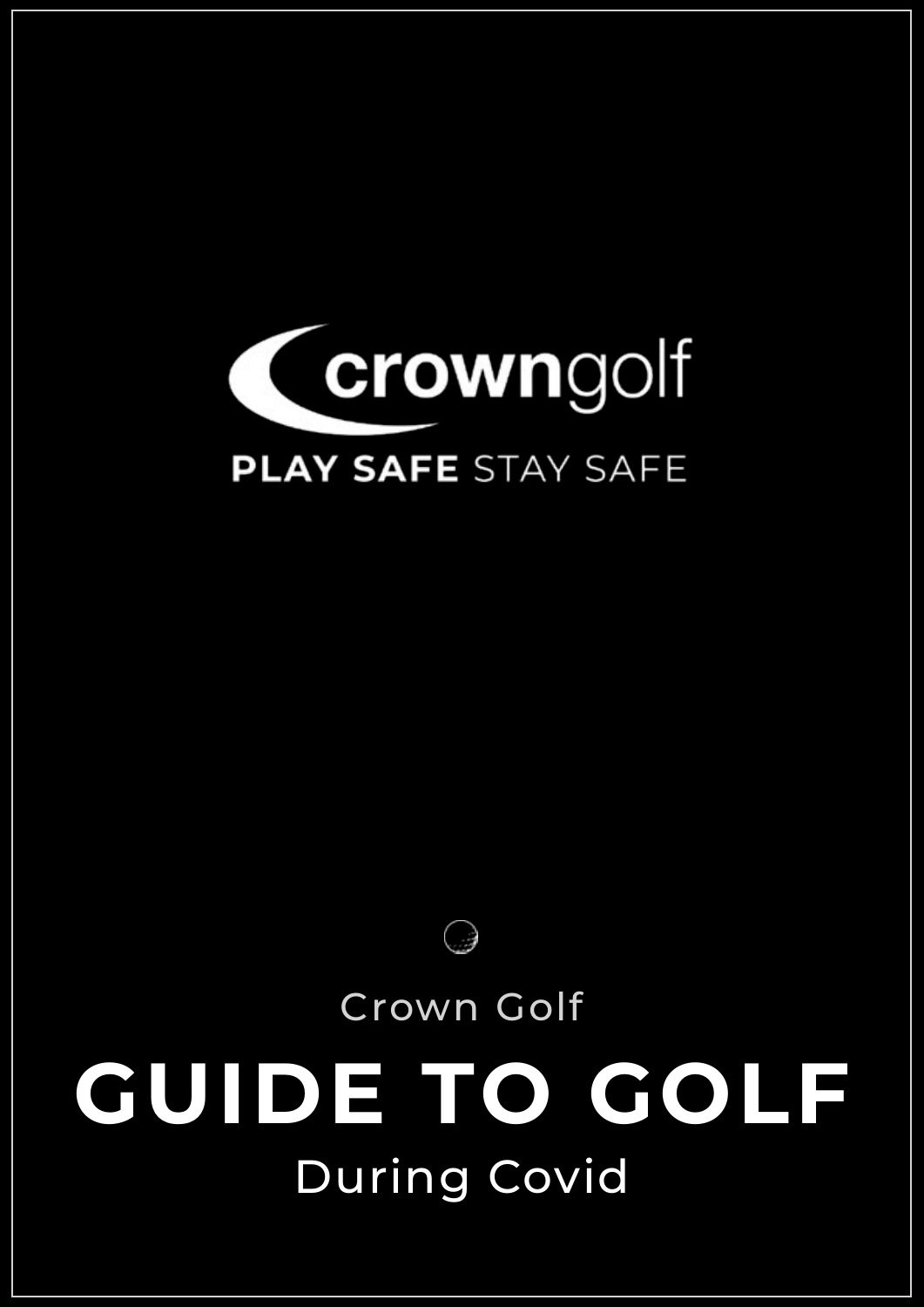crowngolf

PLAY SAFE STAY SAFE

Crown Golf

# GUIDE TO GOLF

During Covid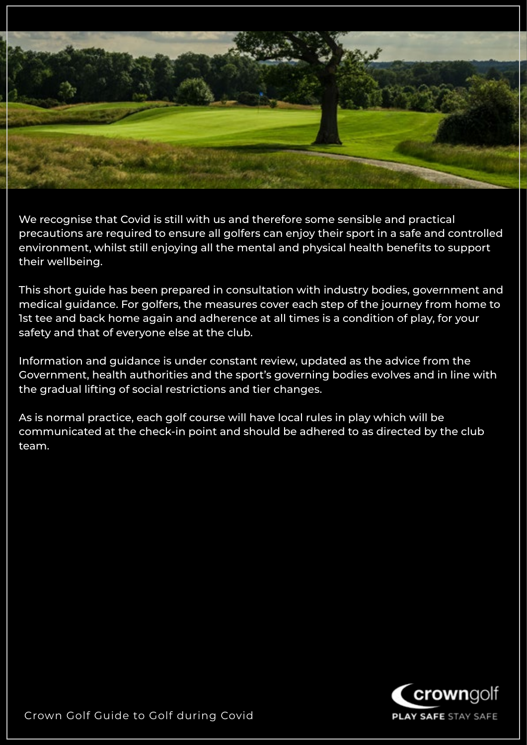We recognise that Covid is still with us and therefore some sensible and practical precautions are required to ensure all golfers can enjoy their sport in a safe and controlled environment, whilst still enjoying all the mental and physical health benefits to support their wellbeing.

This short guide has been prepared in consultation with industry bodies, government and medical guidance. For golfers, the measures cover each step of the journey from home to 1st tee and back home again and adherence at all times is a condition of play, for your safety and that of everyone else at the club.

Information and guidance is under constant review, updated as the advice from the Government, health authorities and the sport's governing bodies evolves and in line with the gradual lifting of social restrictions and tier changes.

As is normal practice, each golf course will have local rules in play which will be communicated at the check-in point and should be adhered to as directed by the club team.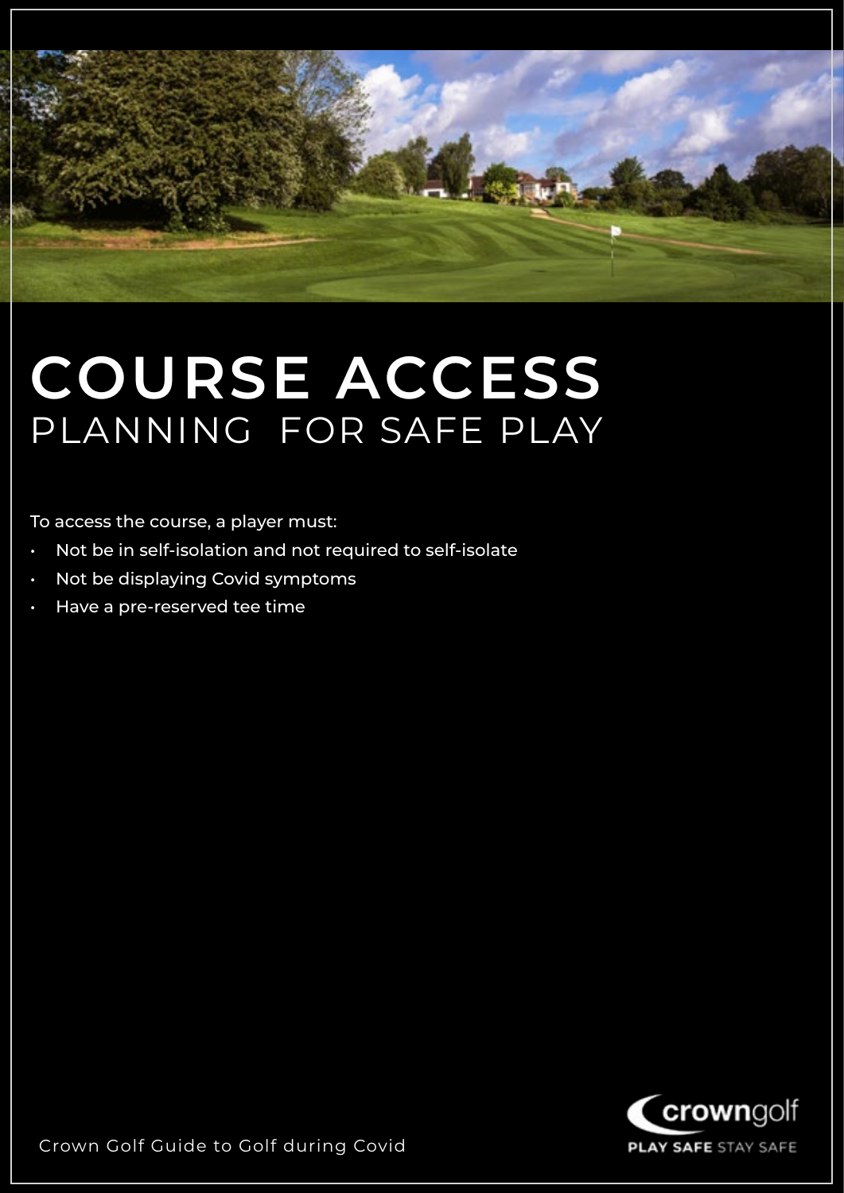# COURSE ACCESS
## PLANNING FOR SAFE PLAY

To access the course, a player must:

- Not be in self-isolation and not required to self-isolate
- Not be displaying Covid symptoms
- Have a pre-reserved tee time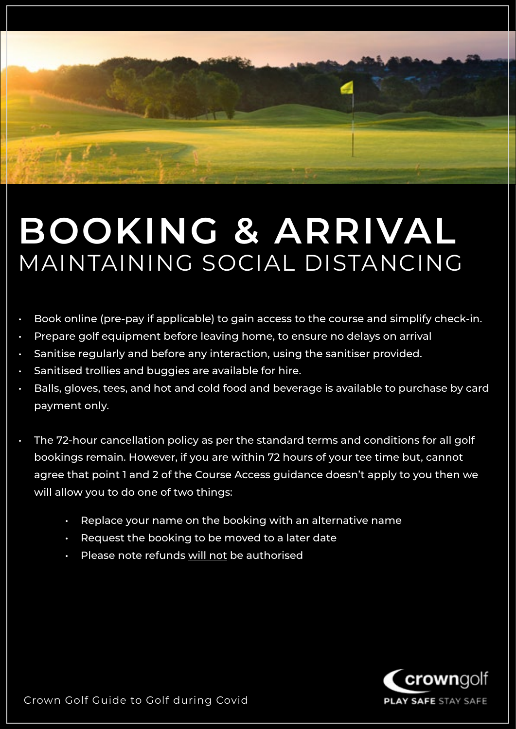# BOOKING & ARRIVAL
## MAINTAINING SOCIAL DISTANCING

- Book online (pre-pay if applicable) to gain access to the course and simplify check-in.
- Prepare golf equipment before leaving home, to ensure no delays on arrival
- Sanitise regularly and before any interaction, using the sanitiser provided.
- Sanitised trollies and buggies are available for hire.
- Balls, gloves, tees, and hot and cold food and beverage is available to purchase by card payment only.

- The 72-hour cancellation policy as per the standard terms and conditions for all golf bookings remain. However, if you are within 72 hours of your tee time but, cannot agree that point 1 and 2 of the Course Access guidance doesn't apply to you then we will allow you to do one of two things:
    - Replace your name on the booking with an alternative name
    - Request the booking to be moved to a later date
    - Please note refunds <u>will not</u> be authorised

crowngolf
PLAY SAFE STAY SAFE

Crown Golf Guide to Golf during Covid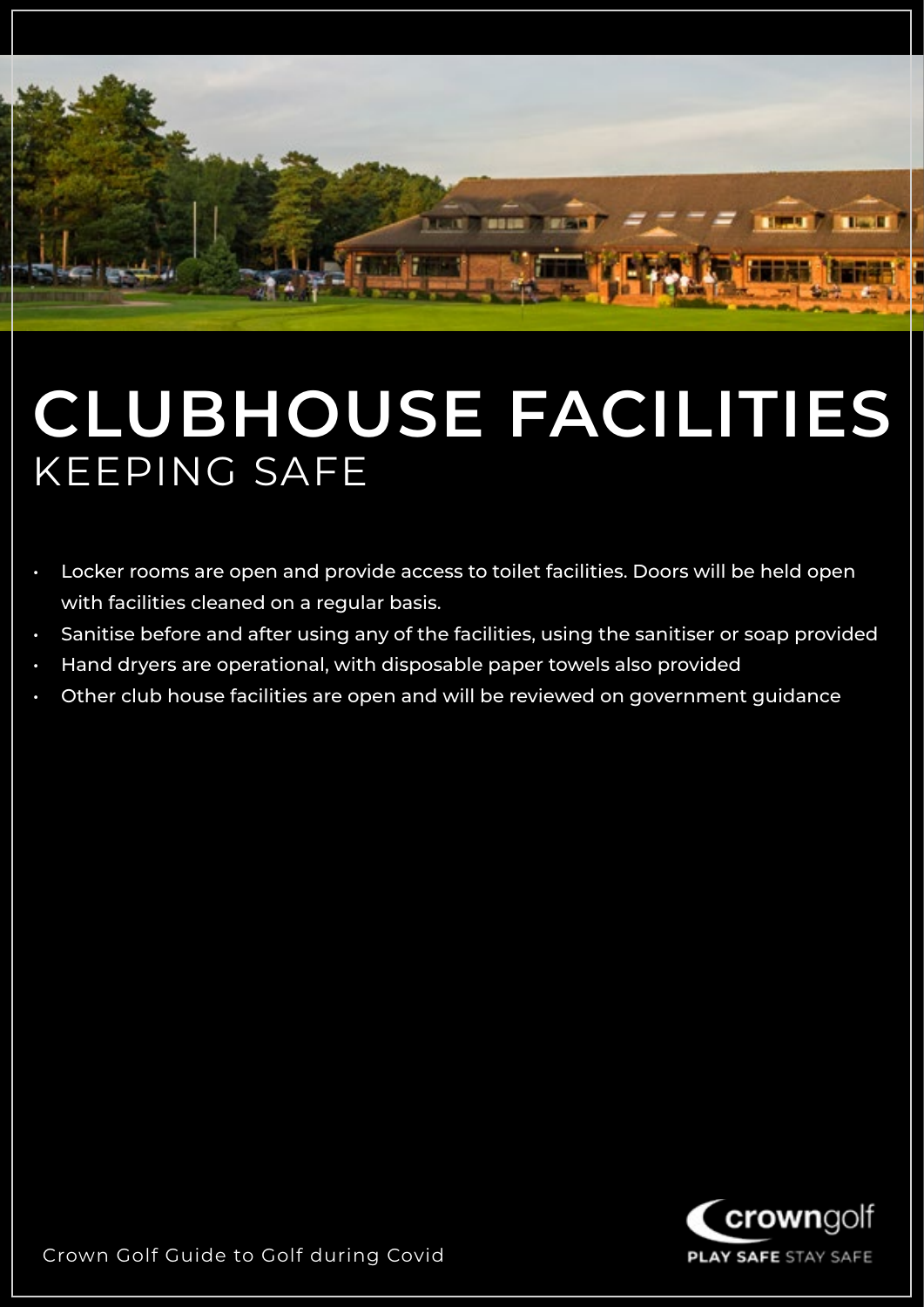# CLUBHOUSE FACILITIES
## KEEPING SAFE

- Locker rooms are open and provide access to toilet facilities. Doors will be held open with facilities cleaned on a regular basis.
- Sanitise before and after using any of the facilities, using the sanitiser or soap provided
- Hand dryers are operational, with disposable paper towels also provided
- Other club house facilities are open and will be reviewed on government guidance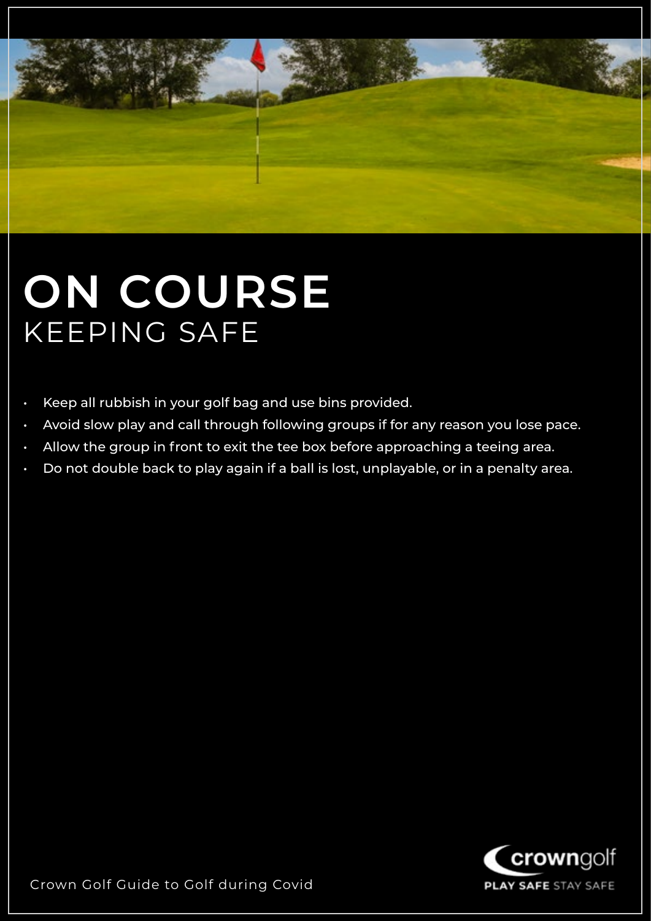# ON COURSE

## KEEPING SAFE

- Keep all rubbish in your golf bag and use bins provided.
- Avoid slow play and call through following groups if for any reason you lose pace.
- Allow the group in front to exit the tee box before approaching a teeing area.
- Do not double back to play again if a ball is lost, unplayable, or in a penalty area.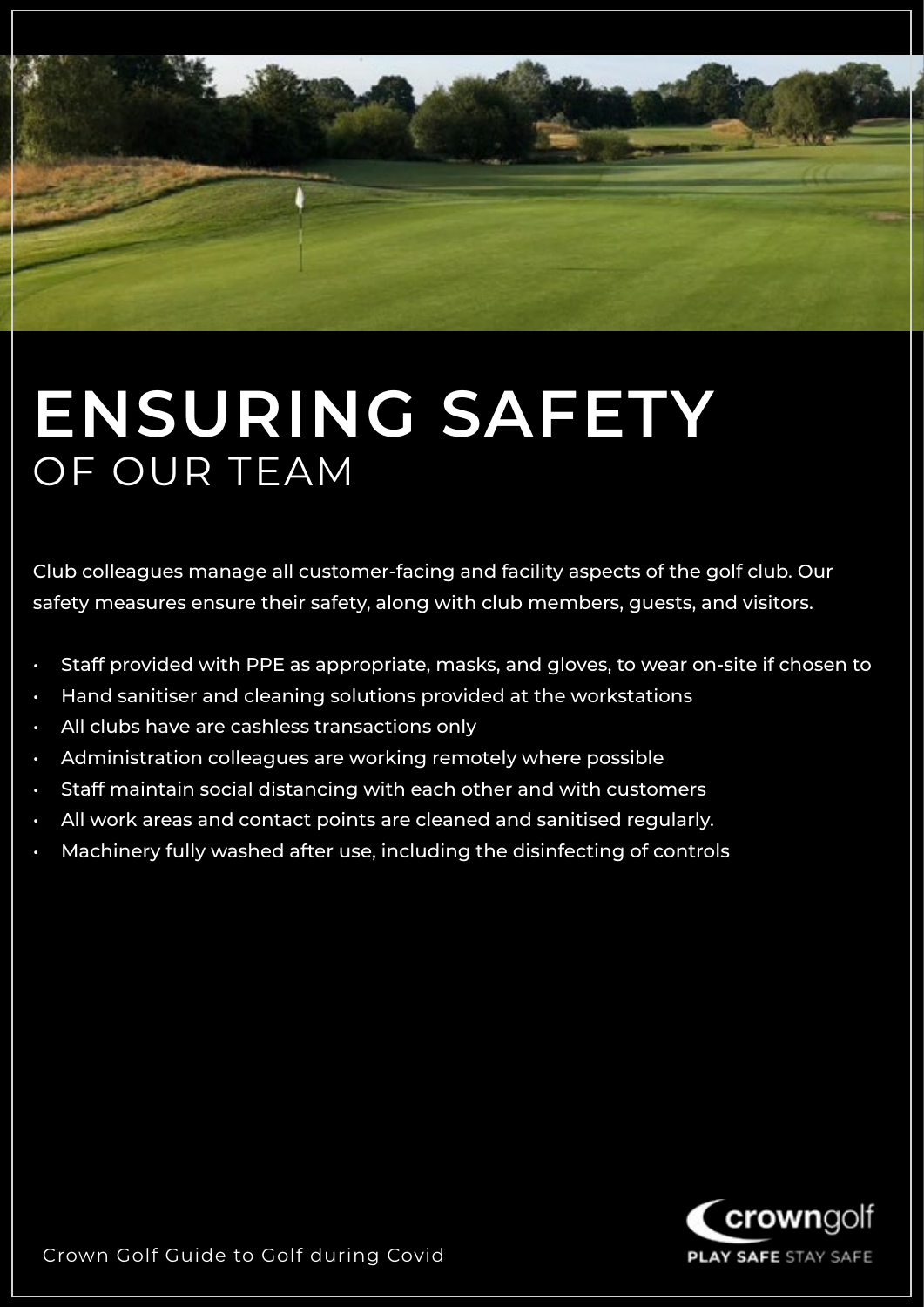# ENSURING SAFETY
## OF OUR TEAM

Club colleagues manage all customer-facing and facility aspects of the golf club. Our safety measures ensure their safety, along with club members, guests, and visitors.

- Staff provided with PPE as appropriate, masks, and gloves, to wear on-site if chosen to
- Hand sanitiser and cleaning solutions provided at the workstations
- All clubs have are cashless transactions only
- Administration colleagues are working remotely where possible
- Staff maintain social distancing with each other and with customers
- All work areas and contact points are cleaned and sanitised regularly.
- Machinery fully washed after use, including the disinfecting of controls

crowngolf
PLAY SAFE STAY SAFE